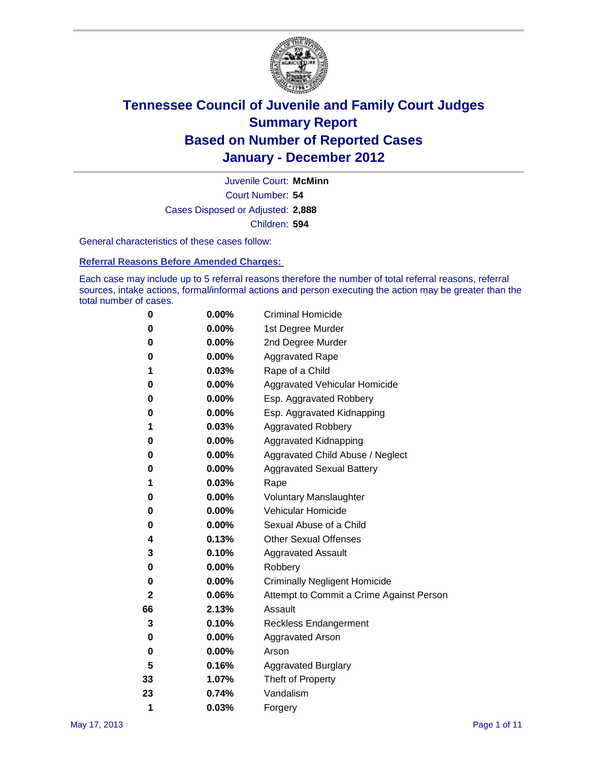# Tennessee Council of Juvenile and Family Court Judges
# Summary Report
# Based on Number of Reported Cases
# January - December 2012

Juvenile Court: **McMinn**
Court Number: **54**
Cases Disposed or Adjusted: **2,888**
Children: **594**

General characteristics of these cases follow:

### Referral Reasons Before Amended Charges:

Each case may include up to 5 referral reasons therefore the number of total referral reasons, referral sources, intake actions, formal/informal actions and person executing the action may be greater than the total number of cases.

| | | |
|---|---|---|
| 0 | 0.00% | Criminal Homicide |
| 0 | 0.00% | 1st Degree Murder |
| 0 | 0.00% | 2nd Degree Murder |
| 0 | 0.00% | Aggravated Rape |
| 1 | 0.03% | Rape of a Child |
| 0 | 0.00% | Aggravated Vehicular Homicide |
| 0 | 0.00% | Esp. Aggravated Robbery |
| 0 | 0.00% | Esp. Aggravated Kidnapping |
| 1 | 0.03% | Aggravated Robbery |
| 0 | 0.00% | Aggravated Kidnapping |
| 0 | 0.00% | Aggravated Child Abuse / Neglect |
| 0 | 0.00% | Aggravated Sexual Battery |
| 1 | 0.03% | Rape |
| 0 | 0.00% | Voluntary Manslaughter |
| 0 | 0.00% | Vehicular Homicide |
| 0 | 0.00% | Sexual Abuse of a Child |
| 4 | 0.13% | Other Sexual Offenses |
| 3 | 0.10% | Aggravated Assault |
| 0 | 0.00% | Robbery |
| 0 | 0.00% | Criminally Negligent Homicide |
| 2 | 0.06% | Attempt to Commit a Crime Against Person |
| 66 | 2.13% | Assault |
| 3 | 0.10% | Reckless Endangerment |
| 0 | 0.00% | Aggravated Arson |
| 0 | 0.00% | Arson |
| 5 | 0.16% | Aggravated Burglary |
| 33 | 1.07% | Theft of Property |
| 23 | 0.74% | Vandalism |
| 1 | 0.03% | Forgery |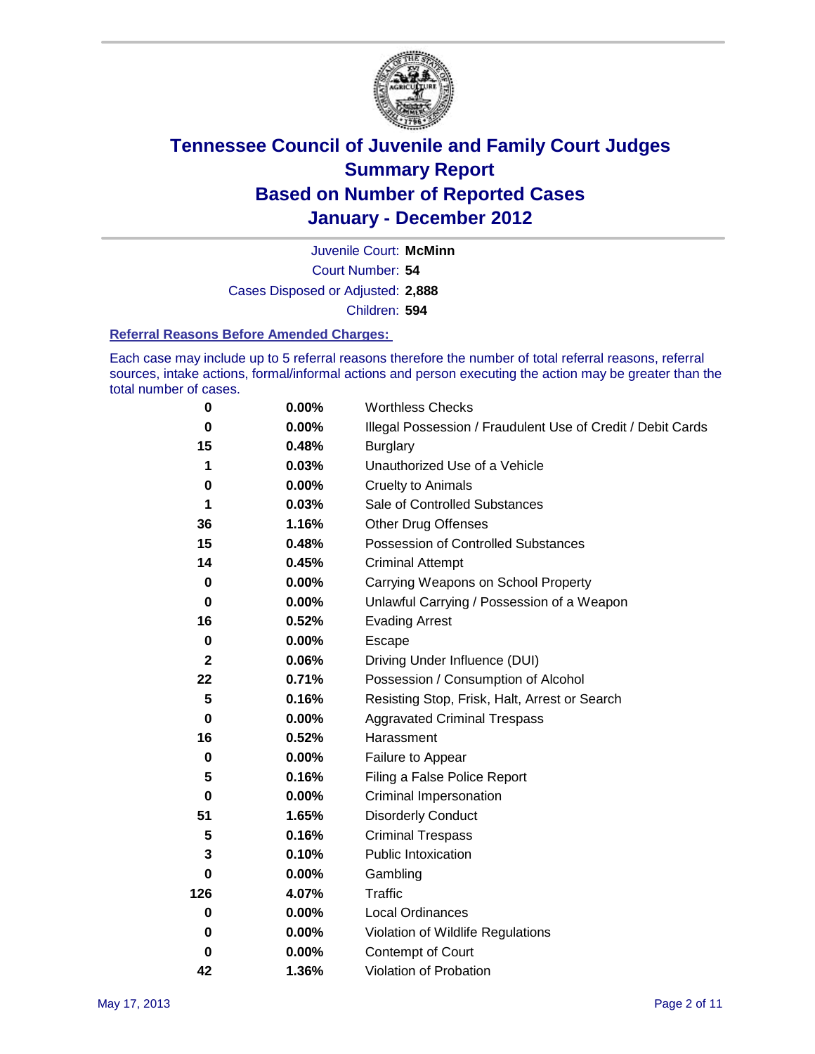# Tennessee Council of Juvenile and Family Court Judges
## Summary Report
## Based on Number of Reported Cases
## January - December 2012

Juvenile Court: **McMinn**
Court Number: **54**
Cases Disposed or Adjusted: **2,888**
Children: **594**

### Referral Reasons Before Amended Charges:

Each case may include up to 5 referral reasons therefore the number of total referral reasons, referral sources, intake actions, formal/informal actions and person executing the action may be greater than the total number of cases.

| Count | Percent | Referral Reason |
|---|---|---|
| 0 | 0.00% | Worthless Checks |
| 0 | 0.00% | Illegal Possession / Fraudulent Use of Credit / Debit Cards |
| 15 | 0.48% | Burglary |
| 1 | 0.03% | Unauthorized Use of a Vehicle |
| 0 | 0.00% | Cruelty to Animals |
| 1 | 0.03% | Sale of Controlled Substances |
| 36 | 1.16% | Other Drug Offenses |
| 15 | 0.48% | Possession of Controlled Substances |
| 14 | 0.45% | Criminal Attempt |
| 0 | 0.00% | Carrying Weapons on School Property |
| 0 | 0.00% | Unlawful Carrying / Possession of a Weapon |
| 16 | 0.52% | Evading Arrest |
| 0 | 0.00% | Escape |
| 2 | 0.06% | Driving Under Influence (DUI) |
| 22 | 0.71% | Possession / Consumption of Alcohol |
| 5 | 0.16% | Resisting Stop, Frisk, Halt, Arrest or Search |
| 0 | 0.00% | Aggravated Criminal Trespass |
| 16 | 0.52% | Harassment |
| 0 | 0.00% | Failure to Appear |
| 5 | 0.16% | Filing a False Police Report |
| 0 | 0.00% | Criminal Impersonation |
| 51 | 1.65% | Disorderly Conduct |
| 5 | 0.16% | Criminal Trespass |
| 3 | 0.10% | Public Intoxication |
| 0 | 0.00% | Gambling |
| 126 | 4.07% | Traffic |
| 0 | 0.00% | Local Ordinances |
| 0 | 0.00% | Violation of Wildlife Regulations |
| 0 | 0.00% | Contempt of Court |
| 42 | 1.36% | Violation of Probation |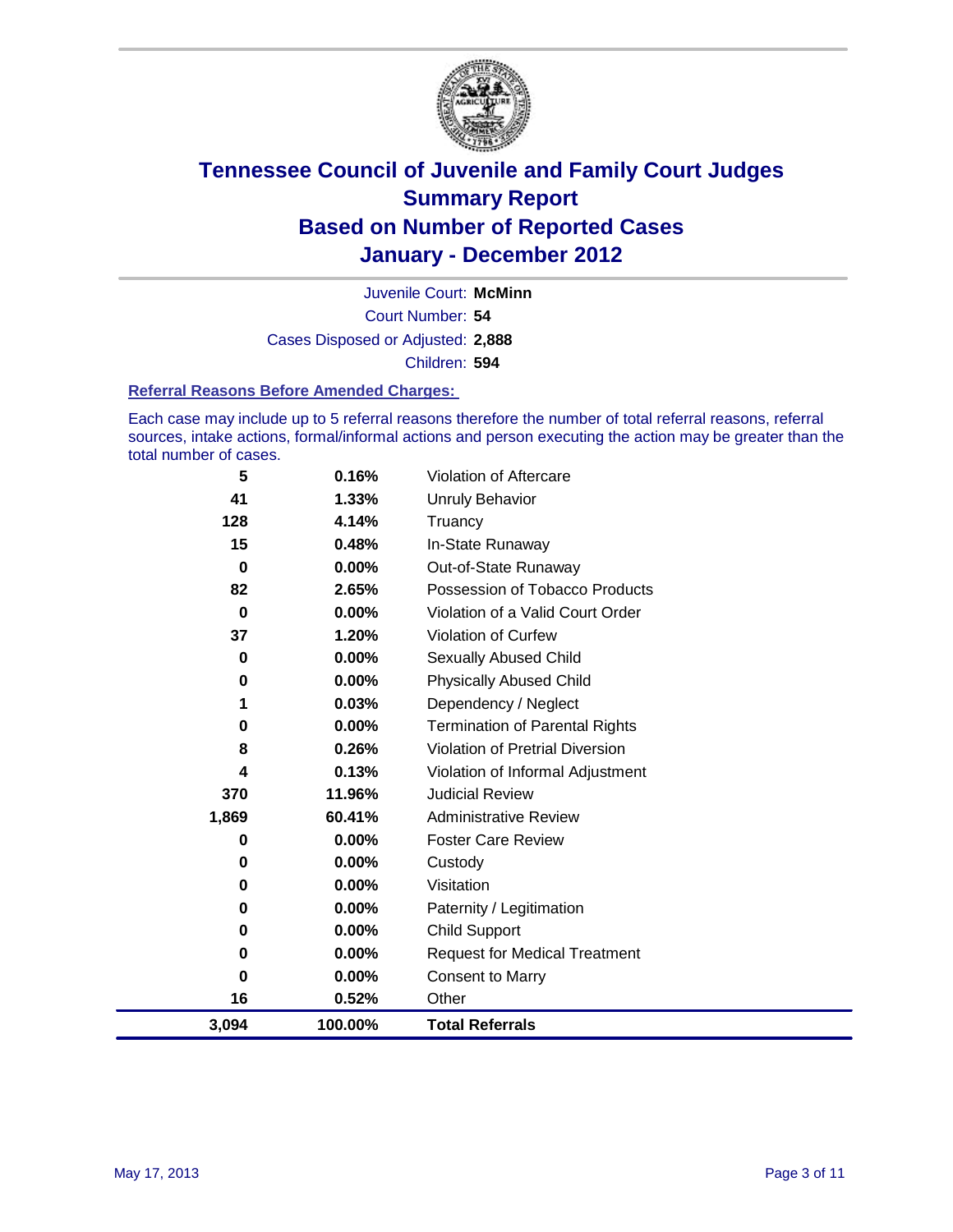# Tennessee Council of Juvenile and Family Court Judges
## Summary Report
## Based on Number of Reported Cases
## January - December 2012

Juvenile Court: **McMinn**

Court Number: **54**

Cases Disposed or Adjusted: **2,888**

Children: **594**

### Referral Reasons Before Amended Charges:

Each case may include up to 5 referral reasons therefore the number of total referral reasons, referral sources, intake actions, formal/informal actions and person executing the action may be greater than the total number of cases.

| | | |
|---|---|---|
| 5 | 0.16% | Violation of Aftercare |
| 41 | 1.33% | Unruly Behavior |
| 128 | 4.14% | Truancy |
| 15 | 0.48% | In-State Runaway |
| 0 | 0.00% | Out-of-State Runaway |
| 82 | 2.65% | Possession of Tobacco Products |
| 0 | 0.00% | Violation of a Valid Court Order |
| 37 | 1.20% | Violation of Curfew |
| 0 | 0.00% | Sexually Abused Child |
| 0 | 0.00% | Physically Abused Child |
| 1 | 0.03% | Dependency / Neglect |
| 0 | 0.00% | Termination of Parental Rights |
| 8 | 0.26% | Violation of Pretrial Diversion |
| 4 | 0.13% | Violation of Informal Adjustment |
| 370 | 11.96% | Judicial Review |
| 1,869 | 60.41% | Administrative Review |
| 0 | 0.00% | Foster Care Review |
| 0 | 0.00% | Custody |
| 0 | 0.00% | Visitation |
| 0 | 0.00% | Paternity / Legitimation |
| 0 | 0.00% | Child Support |
| 0 | 0.00% | Request for Medical Treatment |
| 0 | 0.00% | Consent to Marry |
| 16 | 0.52% | Other |
| **3,094** | **100.00%** | **Total Referrals** |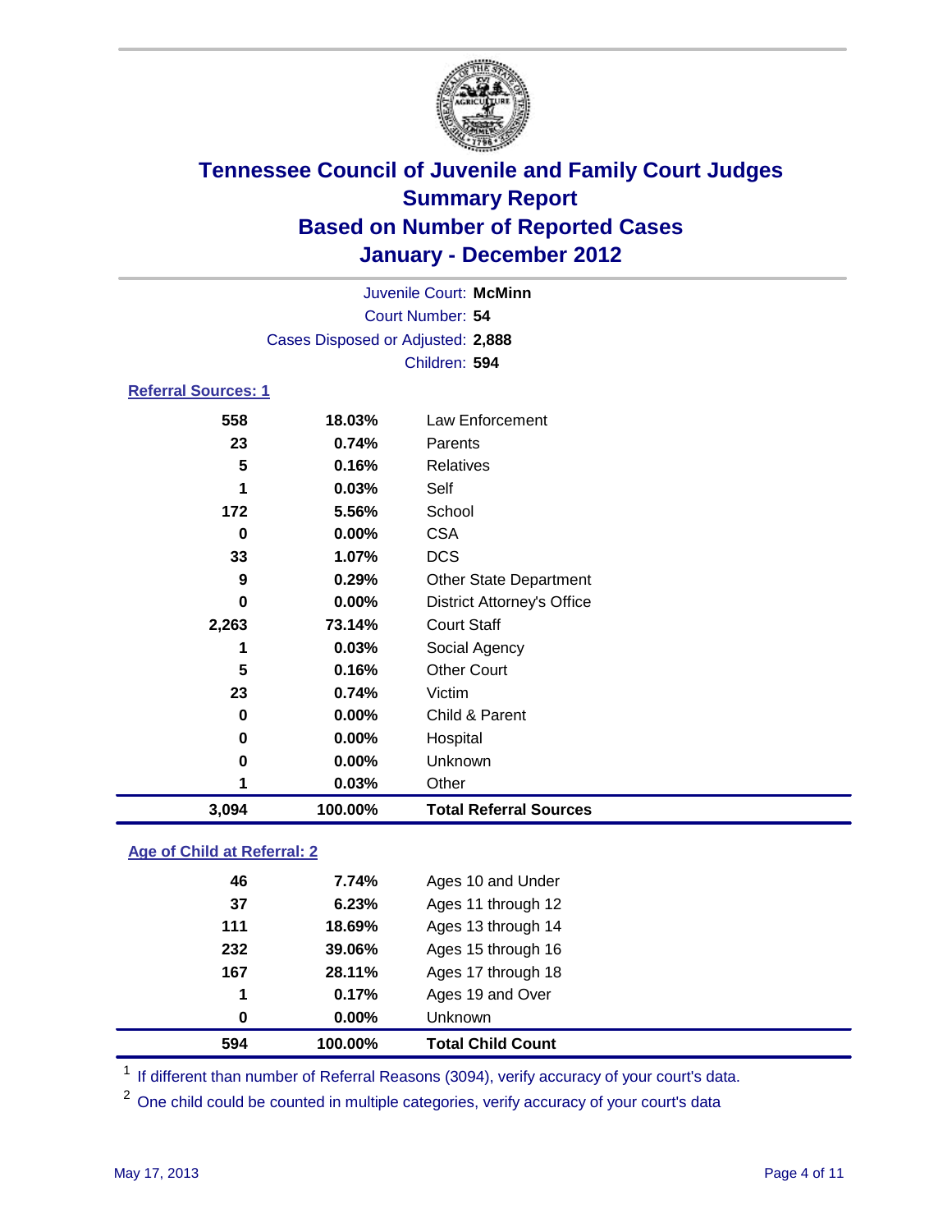# Tennessee Council of Juvenile and Family Court Judges
## Summary Report
## Based on Number of Reported Cases
## January - December 2012

Juvenile Court: **McMinn**
Court Number: **54**
Cases Disposed or Adjusted: **2,888**
Children: **594**

### Referral Sources: 1

| Count | Percent | Source |
|---|---|---|
| 558 | 18.03% | Law Enforcement |
| 23 | 0.74% | Parents |
| 5 | 0.16% | Relatives |
| 1 | 0.03% | Self |
| 172 | 5.56% | School |
| 0 | 0.00% | CSA |
| 33 | 1.07% | DCS |
| 9 | 0.29% | Other State Department |
| 0 | 0.00% | District Attorney's Office |
| 2,263 | 73.14% | Court Staff |
| 1 | 0.03% | Social Agency |
| 5 | 0.16% | Other Court |
| 23 | 0.74% | Victim |
| 0 | 0.00% | Child & Parent |
| 0 | 0.00% | Hospital |
| 0 | 0.00% | Unknown |
| 1 | 0.03% | Other |
| **3,094** | **100.00%** | **Total Referral Sources** |

### Age of Child at Referral: 2

| Count | Percent | Age |
|---|---|---|
| 46 | 7.74% | Ages 10 and Under |
| 37 | 6.23% | Ages 11 through 12 |
| 111 | 18.69% | Ages 13 through 14 |
| 232 | 39.06% | Ages 15 through 16 |
| 167 | 28.11% | Ages 17 through 18 |
| 1 | 0.17% | Ages 19 and Over |
| 0 | 0.00% | Unknown |
| **594** | **100.00%** | **Total Child Count** |

[1] If different than number of Referral Reasons (3094), verify accuracy of your court's data.

[2] One child could be counted in multiple categories, verify accuracy of your court's data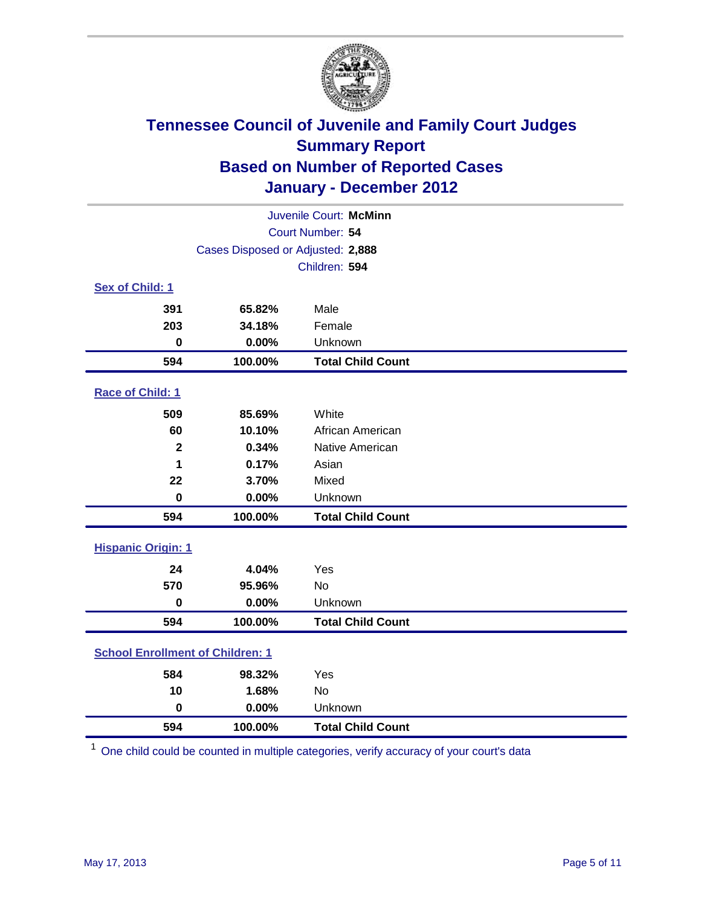# Tennessee Council of Juvenile and Family Court Judges
## Summary Report
## Based on Number of Reported Cases
## January - December 2012

Juvenile Court: **McMinn**
Court Number: **54**
Cases Disposed or Adjusted: **2,888**
Children: **594**

### Sex of Child: 1

| | | |
|---|---|---|
| 391 | 65.82% | Male |
| 203 | 34.18% | Female |
| 0 | 0.00% | Unknown |
| **594** | **100.00%** | **Total Child Count** |

### Race of Child: 1

| | | |
|---|---|---|
| 509 | 85.69% | White |
| 60 | 10.10% | African American |
| 2 | 0.34% | Native American |
| 1 | 0.17% | Asian |
| 22 | 3.70% | Mixed |
| 0 | 0.00% | Unknown |
| **594** | **100.00%** | **Total Child Count** |

### Hispanic Origin: 1

| | | |
|---|---|---|
| 24 | 4.04% | Yes |
| 570 | 95.96% | No |
| 0 | 0.00% | Unknown |
| **594** | **100.00%** | **Total Child Count** |

### School Enrollment of Children: 1

| | | |
|---|---|---|
| 584 | 98.32% | Yes |
| 10 | 1.68% | No |
| 0 | 0.00% | Unknown |
| **594** | **100.00%** | **Total Child Count** |

[1] One child could be counted in multiple categories, verify accuracy of your court's data

May 17, 2013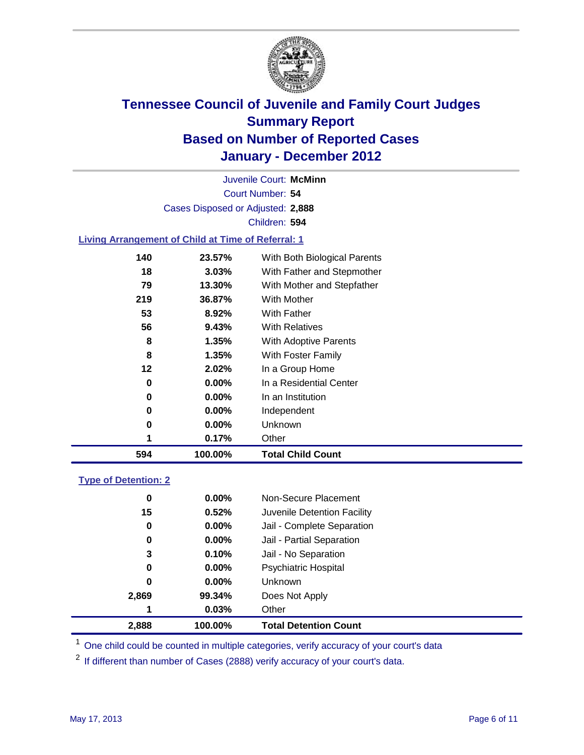# Tennessee Council of Juvenile and Family Court Judges
# Summary Report
# Based on Number of Reported Cases
# January - December 2012

Juvenile Court: **McMinn**
Court Number: **54**
Cases Disposed or Adjusted: **2,888**
Children: **594**

### Living Arrangement of Child at Time of Referral: 1

| Count | Percent | Category |
|---|---|---|
| 140 | 23.57% | With Both Biological Parents |
| 18 | 3.03% | With Father and Stepmother |
| 79 | 13.30% | With Mother and Stepfather |
| 219 | 36.87% | With Mother |
| 53 | 8.92% | With Father |
| 56 | 9.43% | With Relatives |
| 8 | 1.35% | With Adoptive Parents |
| 8 | 1.35% | With Foster Family |
| 12 | 2.02% | In a Group Home |
| 0 | 0.00% | In a Residential Center |
| 0 | 0.00% | In an Institution |
| 0 | 0.00% | Independent |
| 0 | 0.00% | Unknown |
| 1 | 0.17% | Other |
| **594** | **100.00%** | **Total Child Count** |

### Type of Detention: 2

| Count | Percent | Category |
|---|---|---|
| 0 | 0.00% | Non-Secure Placement |
| 15 | 0.52% | Juvenile Detention Facility |
| 0 | 0.00% | Jail - Complete Separation |
| 0 | 0.00% | Jail - Partial Separation |
| 3 | 0.10% | Jail - No Separation |
| 0 | 0.00% | Psychiatric Hospital |
| 0 | 0.00% | Unknown |
| 2,869 | 99.34% | Does Not Apply |
| 1 | 0.03% | Other |
| **2,888** | **100.00%** | **Total Detention Count** |

[1] One child could be counted in multiple categories, verify accuracy of your court's data

[2] If different than number of Cases (2888) verify accuracy of your court's data.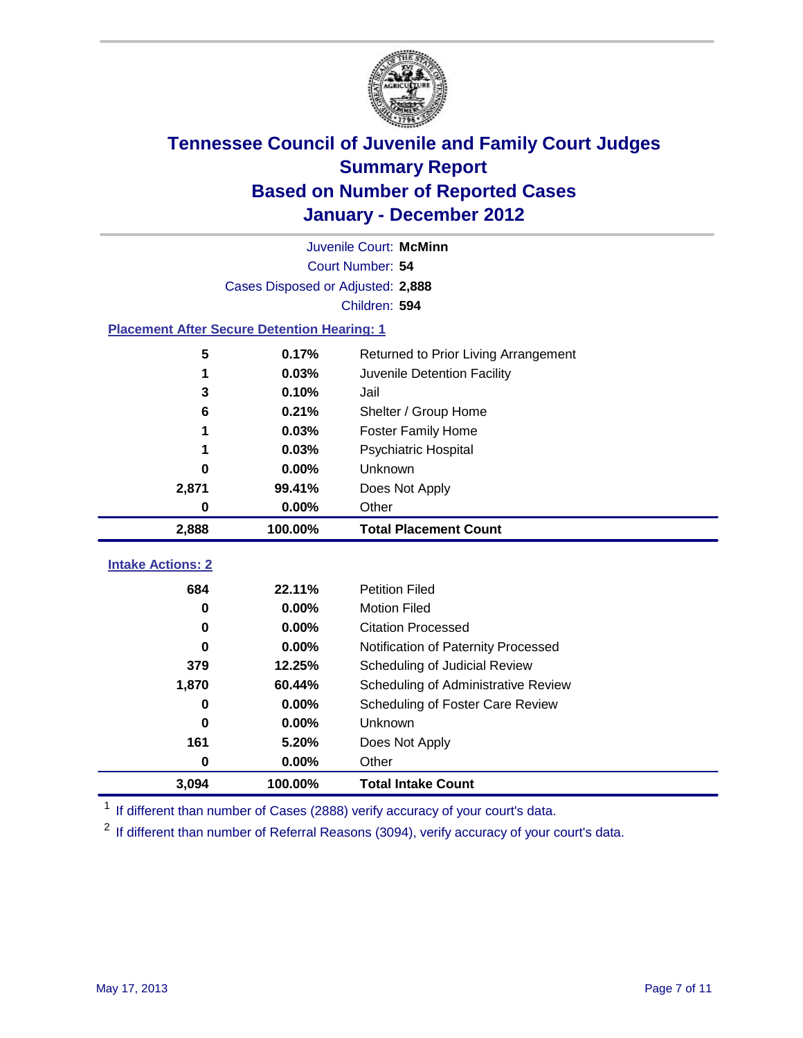# Tennessee Council of Juvenile and Family Court Judges
## Summary Report
## Based on Number of Reported Cases
## January - December 2012

Juvenile Court: **McMinn**

Court Number: **54**

Cases Disposed or Adjusted: **2,888**

Children: **594**

### Placement After Secure Detention Hearing: 1

| Count | Percent | Placement |
|---|---|---|
| 5 | 0.17% | Returned to Prior Living Arrangement |
| 1 | 0.03% | Juvenile Detention Facility |
| 3 | 0.10% | Jail |
| 6 | 0.21% | Shelter / Group Home |
| 1 | 0.03% | Foster Family Home |
| 1 | 0.03% | Psychiatric Hospital |
| 0 | 0.00% | Unknown |
| 2,871 | 99.41% | Does Not Apply |
| 0 | 0.00% | Other |
| **2,888** | **100.00%** | **Total Placement Count** |

### Intake Actions: 2

| Count | Percent | Action |
|---|---|---|
| 684 | 22.11% | Petition Filed |
| 0 | 0.00% | Motion Filed |
| 0 | 0.00% | Citation Processed |
| 0 | 0.00% | Notification of Paternity Processed |
| 379 | 12.25% | Scheduling of Judicial Review |
| 1,870 | 60.44% | Scheduling of Administrative Review |
| 0 | 0.00% | Scheduling of Foster Care Review |
| 0 | 0.00% | Unknown |
| 161 | 5.20% | Does Not Apply |
| 0 | 0.00% | Other |
| **3,094** | **100.00%** | **Total Intake Count** |

[1] If different than number of Cases (2888) verify accuracy of your court's data.

[2] If different than number of Referral Reasons (3094), verify accuracy of your court's data.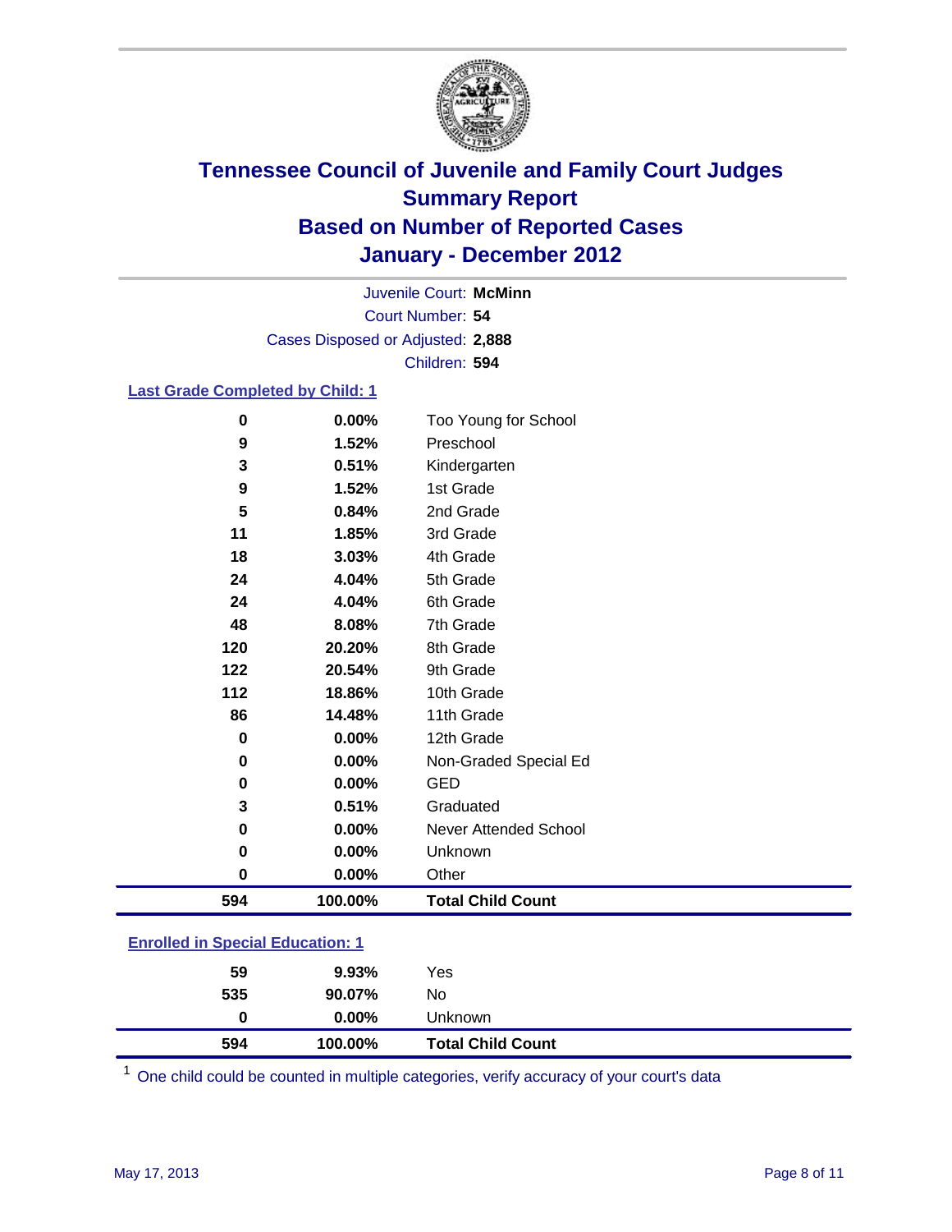# Tennessee Council of Juvenile and Family Court Judges
## Summary Report
## Based on Number of Reported Cases
## January - December 2012

Juvenile Court: **McMinn**
Court Number: **54**
Cases Disposed or Adjusted: **2,888**
Children: **594**

### Last Grade Completed by Child: 1

| | | |
|---|---|---|
| 0 | 0.00% | Too Young for School |
| 9 | 1.52% | Preschool |
| 3 | 0.51% | Kindergarten |
| 9 | 1.52% | 1st Grade |
| 5 | 0.84% | 2nd Grade |
| 11 | 1.85% | 3rd Grade |
| 18 | 3.03% | 4th Grade |
| 24 | 4.04% | 5th Grade |
| 24 | 4.04% | 6th Grade |
| 48 | 8.08% | 7th Grade |
| 120 | 20.20% | 8th Grade |
| 122 | 20.54% | 9th Grade |
| 112 | 18.86% | 10th Grade |
| 86 | 14.48% | 11th Grade |
| 0 | 0.00% | 12th Grade |
| 0 | 0.00% | Non-Graded Special Ed |
| 0 | 0.00% | GED |
| 3 | 0.51% | Graduated |
| 0 | 0.00% | Never Attended School |
| 0 | 0.00% | Unknown |
| 0 | 0.00% | Other |
| **594** | **100.00%** | **Total Child Count** |

### Enrolled in Special Education: 1

| | | |
|---|---|---|
| 59 | 9.93% | Yes |
| 535 | 90.07% | No |
| 0 | 0.00% | Unknown |
| **594** | **100.00%** | **Total Child Count** |

[1] One child could be counted in multiple categories, verify accuracy of your court's data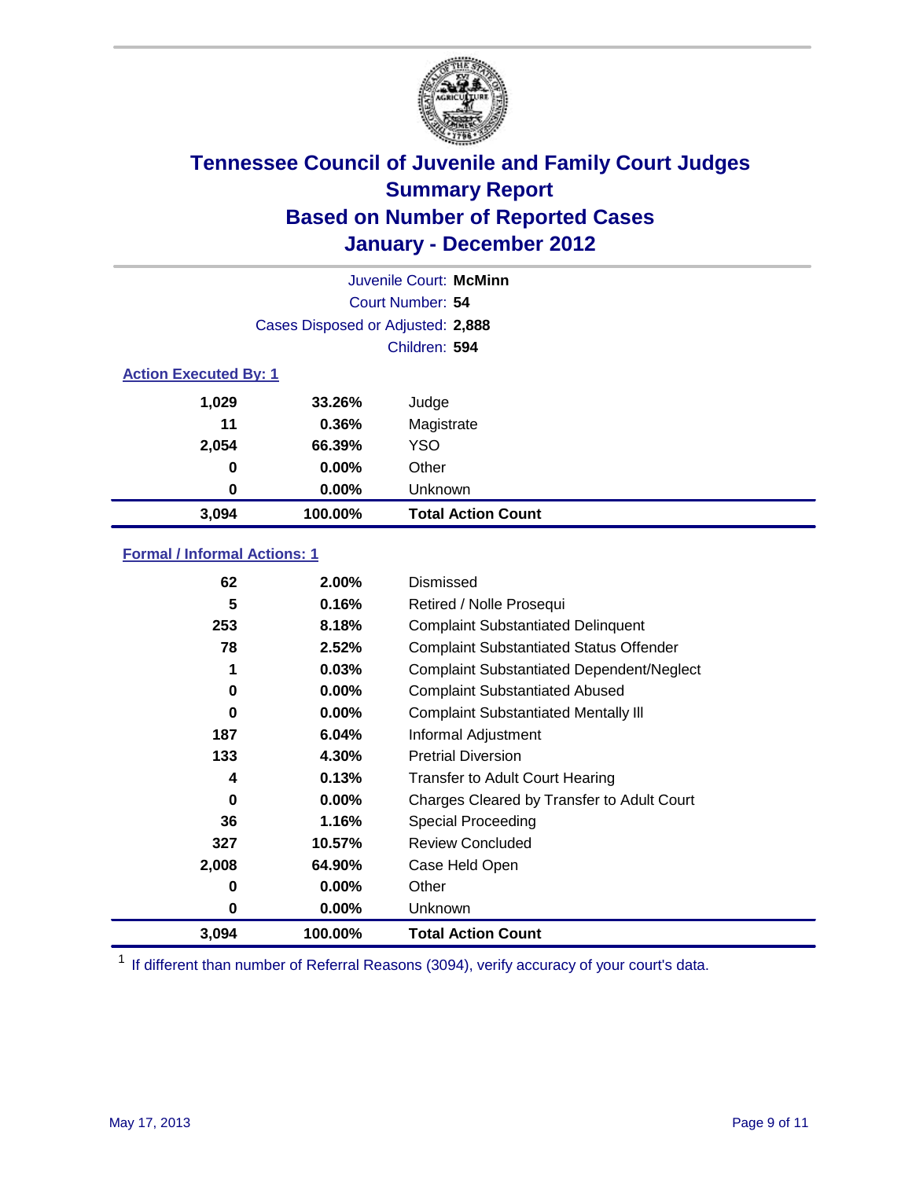# Tennessee Council of Juvenile and Family Court Judges
## Summary Report
## Based on Number of Reported Cases
## January - December 2012

Juvenile Court: **McMinn**

Court Number: **54**

Cases Disposed or Adjusted: **2,888**

Children: **594**

### Action Executed By: 1

| | | |
|---|---|---|
| 1,029 | 33.26% | Judge |
| 11 | 0.36% | Magistrate |
| 2,054 | 66.39% | YSO |
| 0 | 0.00% | Other |
| 0 | 0.00% | Unknown |
| **3,094** | **100.00%** | **Total Action Count** |

### Formal / Informal Actions: 1

| | | |
|---|---|---|
| 62 | 2.00% | Dismissed |
| 5 | 0.16% | Retired / Nolle Prosequi |
| 253 | 8.18% | Complaint Substantiated Delinquent |
| 78 | 2.52% | Complaint Substantiated Status Offender |
| 1 | 0.03% | Complaint Substantiated Dependent/Neglect |
| 0 | 0.00% | Complaint Substantiated Abused |
| 0 | 0.00% | Complaint Substantiated Mentally Ill |
| 187 | 6.04% | Informal Adjustment |
| 133 | 4.30% | Pretrial Diversion |
| 4 | 0.13% | Transfer to Adult Court Hearing |
| 0 | 0.00% | Charges Cleared by Transfer to Adult Court |
| 36 | 1.16% | Special Proceeding |
| 327 | 10.57% | Review Concluded |
| 2,008 | 64.90% | Case Held Open |
| 0 | 0.00% | Other |
| 0 | 0.00% | Unknown |
| **3,094** | **100.00%** | **Total Action Count** |

[1] If different than number of Referral Reasons (3094), verify accuracy of your court's data.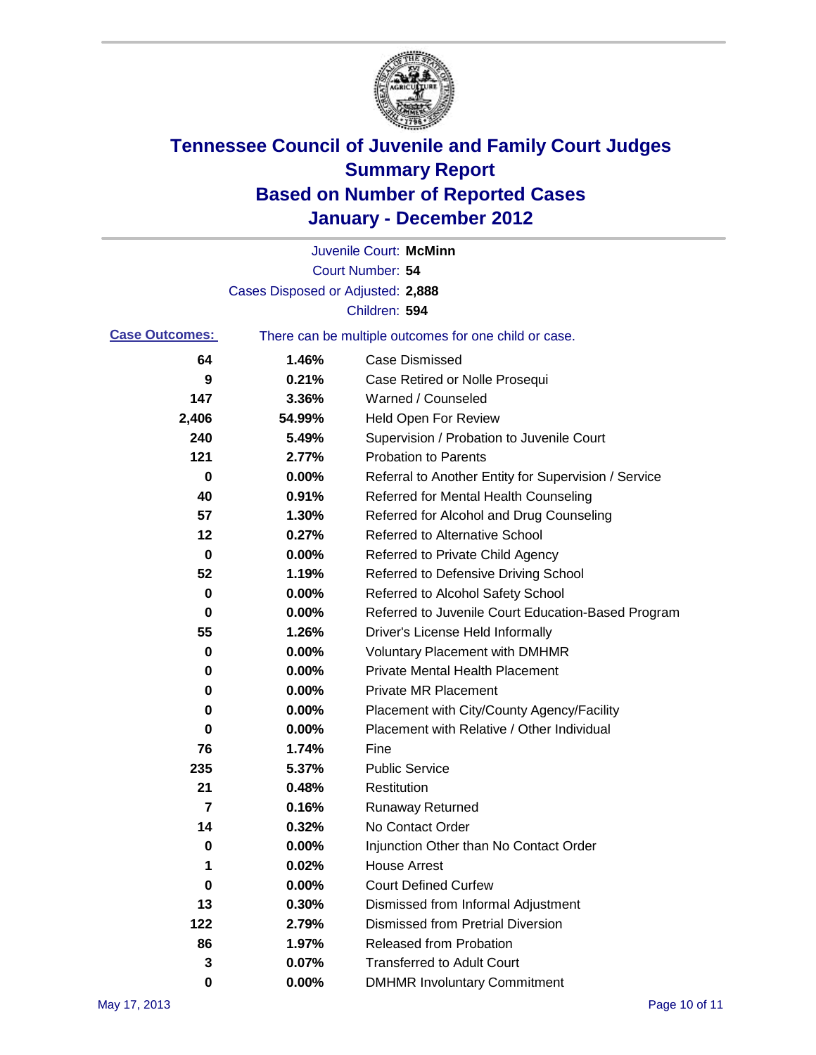# Tennessee Council of Juvenile and Family Court Judges
## Summary Report
## Based on Number of Reported Cases
## January - December 2012

Juvenile Court: **McMinn**

Court Number: **54**

Cases Disposed or Adjusted: **2,888**

Children: **594**

**Case Outcomes:** There can be multiple outcomes for one child or case.

| Count | Percent | Outcome |
|---|---|---|
| 64 | 1.46% | Case Dismissed |
| 9 | 0.21% | Case Retired or Nolle Prosequi |
| 147 | 3.36% | Warned / Counseled |
| 2,406 | 54.99% | Held Open For Review |
| 240 | 5.49% | Supervision / Probation to Juvenile Court |
| 121 | 2.77% | Probation to Parents |
| 0 | 0.00% | Referral to Another Entity for Supervision / Service |
| 40 | 0.91% | Referred for Mental Health Counseling |
| 57 | 1.30% | Referred for Alcohol and Drug Counseling |
| 12 | 0.27% | Referred to Alternative School |
| 0 | 0.00% | Referred to Private Child Agency |
| 52 | 1.19% | Referred to Defensive Driving School |
| 0 | 0.00% | Referred to Alcohol Safety School |
| 0 | 0.00% | Referred to Juvenile Court Education-Based Program |
| 55 | 1.26% | Driver's License Held Informally |
| 0 | 0.00% | Voluntary Placement with DMHMR |
| 0 | 0.00% | Private Mental Health Placement |
| 0 | 0.00% | Private MR Placement |
| 0 | 0.00% | Placement with City/County Agency/Facility |
| 0 | 0.00% | Placement with Relative / Other Individual |
| 76 | 1.74% | Fine |
| 235 | 5.37% | Public Service |
| 21 | 0.48% | Restitution |
| 7 | 0.16% | Runaway Returned |
| 14 | 0.32% | No Contact Order |
| 0 | 0.00% | Injunction Other than No Contact Order |
| 1 | 0.02% | House Arrest |
| 0 | 0.00% | Court Defined Curfew |
| 13 | 0.30% | Dismissed from Informal Adjustment |
| 122 | 2.79% | Dismissed from Pretrial Diversion |
| 86 | 1.97% | Released from Probation |
| 3 | 0.07% | Transferred to Adult Court |
| 0 | 0.00% | DMHMR Involuntary Commitment |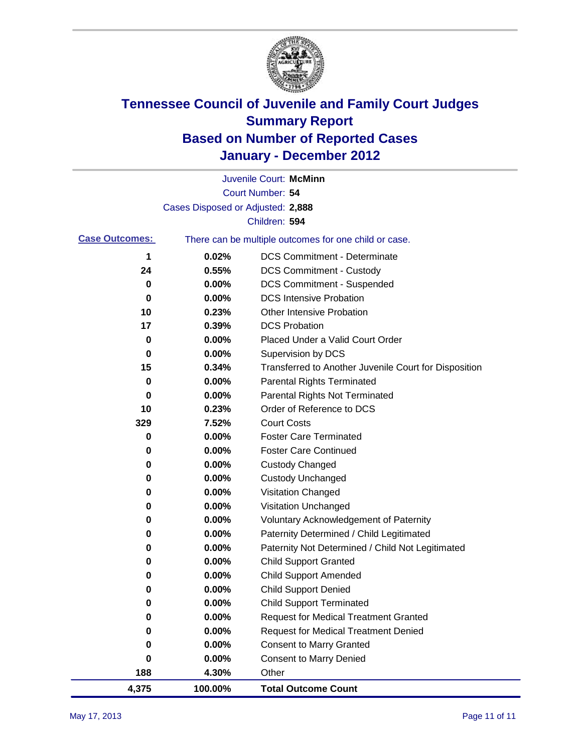# Tennessee Council of Juvenile and Family Court Judges
## Summary Report
## Based on Number of Reported Cases
## January - December 2012

Juvenile Court: **McMinn**
Court Number: **54**
Cases Disposed or Adjusted: **2,888**
Children: **594**

**Case Outcomes:** There can be multiple outcomes for one child or case.

| | | |
|---|---|---|
| 1 | 0.02% | DCS Commitment - Determinate |
| 24 | 0.55% | DCS Commitment - Custody |
| 0 | 0.00% | DCS Commitment - Suspended |
| 0 | 0.00% | DCS Intensive Probation |
| 10 | 0.23% | Other Intensive Probation |
| 17 | 0.39% | DCS Probation |
| 0 | 0.00% | Placed Under a Valid Court Order |
| 0 | 0.00% | Supervision by DCS |
| 15 | 0.34% | Transferred to Another Juvenile Court for Disposition |
| 0 | 0.00% | Parental Rights Terminated |
| 0 | 0.00% | Parental Rights Not Terminated |
| 10 | 0.23% | Order of Reference to DCS |
| 329 | 7.52% | Court Costs |
| 0 | 0.00% | Foster Care Terminated |
| 0 | 0.00% | Foster Care Continued |
| 0 | 0.00% | Custody Changed |
| 0 | 0.00% | Custody Unchanged |
| 0 | 0.00% | Visitation Changed |
| 0 | 0.00% | Visitation Unchanged |
| 0 | 0.00% | Voluntary Acknowledgement of Paternity |
| 0 | 0.00% | Paternity Determined / Child Legitimated |
| 0 | 0.00% | Paternity Not Determined / Child Not Legitimated |
| 0 | 0.00% | Child Support Granted |
| 0 | 0.00% | Child Support Amended |
| 0 | 0.00% | Child Support Denied |
| 0 | 0.00% | Child Support Terminated |
| 0 | 0.00% | Request for Medical Treatment Granted |
| 0 | 0.00% | Request for Medical Treatment Denied |
| 0 | 0.00% | Consent to Marry Granted |
| 0 | 0.00% | Consent to Marry Denied |
| 188 | 4.30% | Other |
| **4,375** | **100.00%** | **Total Outcome Count** |